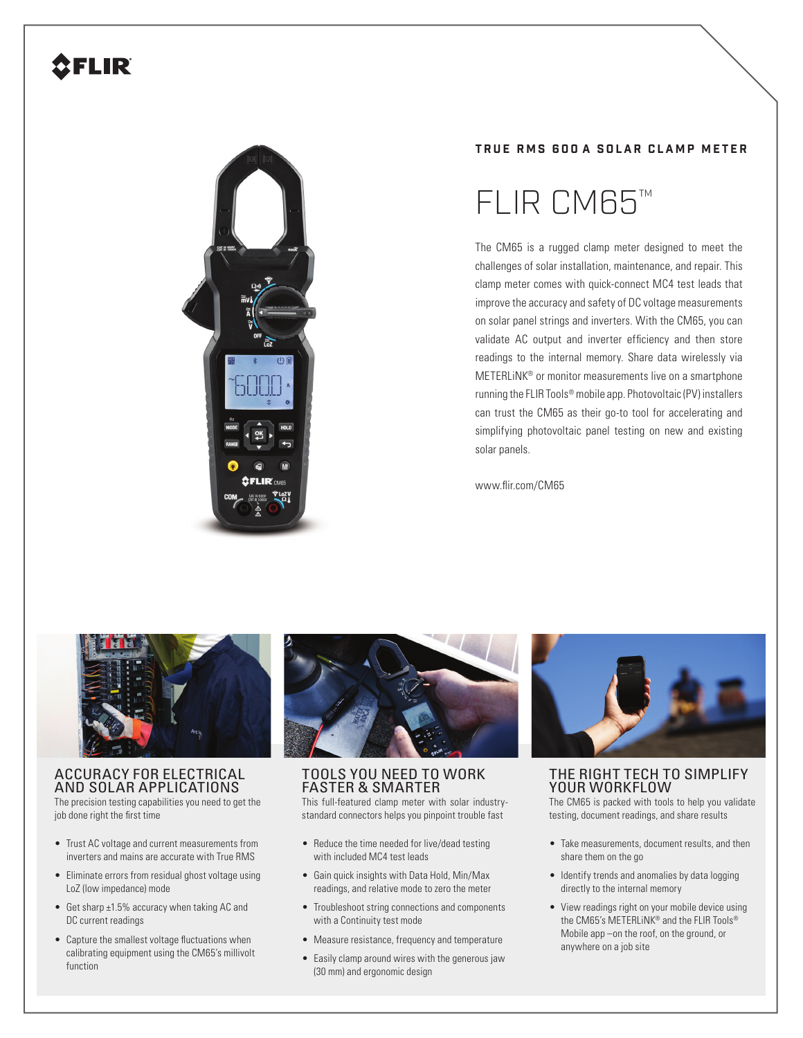**TRUE RMS 600 A SOLAR CLAMP METER**

# FLIR CM65™

The CM65 is a rugged clamp meter designed to meet the challenges of solar installation, maintenance, and repair. This clamp meter comes with quick-connect MC4 test leads that improve the accuracy and safety of DC voltage measurements on solar panel strings and inverters. With the CM65, you can validate AC output and inverter efficiency and then store readings to the internal memory. Share data wirelessly via METERLiNK® or monitor measurements live on a smartphone running the FLIR Tools® mobile app. Photovoltaic (PV) installers can trust the CM65 as their go-to tool for accelerating and simplifying photovoltaic panel testing on new and existing solar panels.

www.flir.com/CM65

## ACCURACY FOR ELECTRICAL AND SOLAR APPLICATIONS

The precision testing capabilities you need to get the job done right the first time

- Trust AC voltage and current measurements from inverters and mains are accurate with True RMS
- Eliminate errors from residual ghost voltage using LoZ (low impedance) mode
- Get sharp ±1.5% accuracy when taking AC and DC current readings
- Capture the smallest voltage fluctuations when calibrating equipment using the CM65's millivolt function

## TOOLS YOU NEED TO WORK FASTER & SMARTER

This full-featured clamp meter with solar industry-standard connectors helps you pinpoint trouble fast

- Reduce the time needed for live/dead testing with included MC4 test leads
- Gain quick insights with Data Hold, Min/Max readings, and relative mode to zero the meter
- Troubleshoot string connections and components with a Continuity test mode
- Measure resistance, frequency and temperature
- Easily clamp around wires with the generous jaw (30 mm) and ergonomic design

## THE RIGHT TECH TO SIMPLIFY YOUR WORKFLOW

The CM65 is packed with tools to help you validate testing, document readings, and share results

- Take measurements, document results, and then share them on the go
- Identify trends and anomalies by data logging directly to the internal memory
- View readings right on your mobile device using the CM65's METERLiNK® and the FLIR Tools® Mobile app –on the roof, on the ground, or anywhere on a job site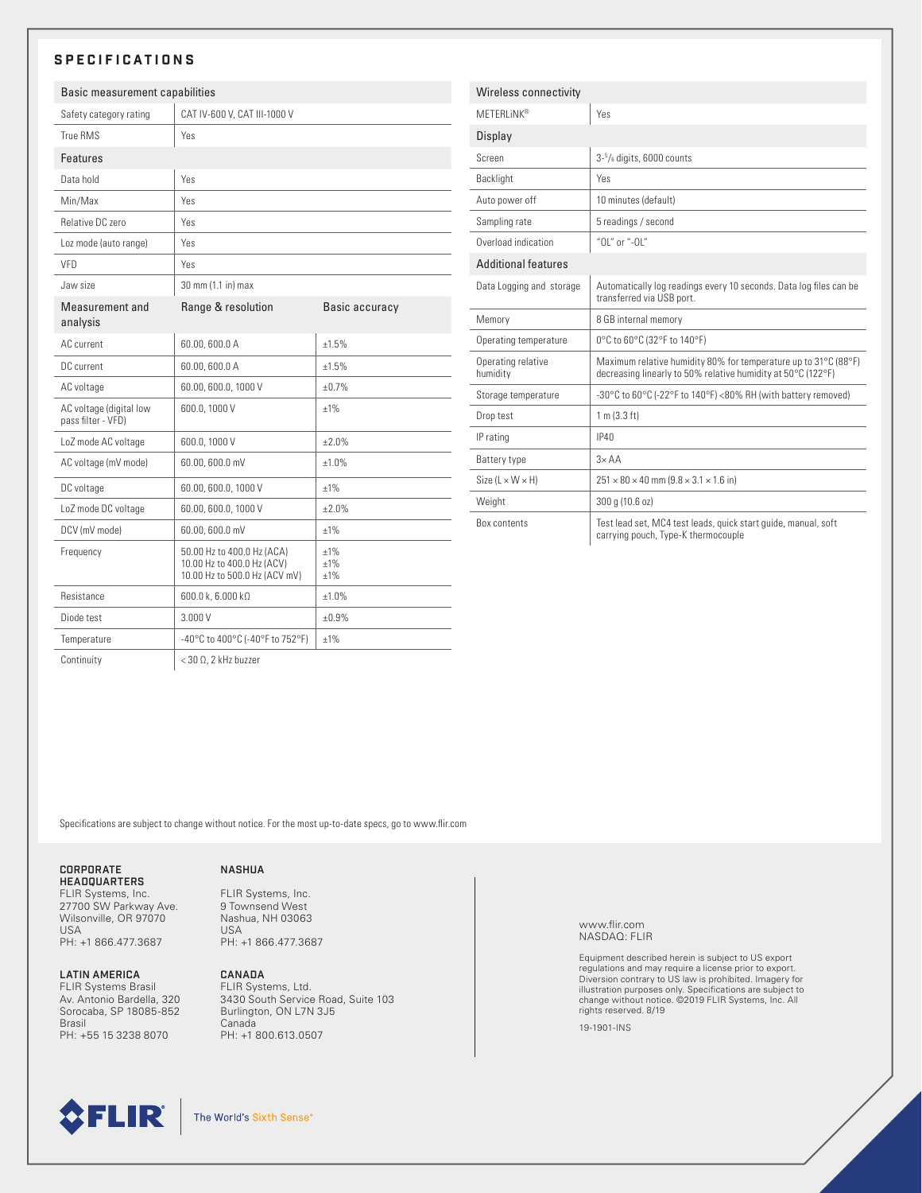# SPECIFICATIONS

| Basic measurement capabilities | | |
|---|---|---|
| Safety category rating | CAT IV-600 V, CAT III-1000 V | |
| True RMS | Yes | |
| **Features** | | |
| Data hold | Yes | |
| Min/Max | Yes | |
| Relative DC zero | Yes | |
| Loz mode (auto range) | Yes | |
| VFD | Yes | |
| Jaw size | 30 mm (1.1 in) max | |
| **Measurement and analysis** | **Range & resolution** | **Basic accuracy** |
| AC current | 60.00, 600.0 A | ±1.5% |
| DC current | 60.00, 600.0 A | ±1.5% |
| AC voltage | 60.00, 600.0, 1000 V | ±0.7% |
| AC voltage (digital low pass filter - VFD) | 600.0, 1000 V | ±1% |
| LoZ mode AC voltage | 600.0, 1000 V | ±2.0% |
| AC voltage (mV mode) | 60.00, 600.0 mV | ±1.0% |
| DC voltage | 60.00, 600.0, 1000 V | ±1% |
| LoZ mode DC voltage | 60.00, 600.0, 1000 V | ±2.0% |
| DCV (mV mode) | 60.00, 600.0 mV | ±1% |
| Frequency | 50.00 Hz to 400.0 Hz (ACA)<br>10.00 Hz to 400.0 Hz (ACV)<br>10.00 Hz to 500.0 Hz (ACV mV) | ±1%<br>±1%<br>±1% |
| Resistance | 600.0 k, 6.000 kΩ | ±1.0% |
| Diode test | 3.000 V | ±0.9% |
| Temperature | -40°C to 400°C (-40°F to 752°F) | ±1% |
| Continuity | < 30 Ω, 2 kHz buzzer | |

| Wireless connectivity | |
|---|---|
| METERLiNK® | Yes |
| **Display** | |
| Screen | 3-5/6 digits, 6000 counts |
| Backlight | Yes |
| Auto power off | 10 minutes (default) |
| Sampling rate | 5 readings / second |
| Overload indication | "OL" or "-OL" |
| **Additional features** | |
| Data Logging and storage | Automatically log readings every 10 seconds. Data log files can be transferred via USB port. |
| Memory | 8 GB internal memory |
| Operating temperature | 0°C to 60°C (32°F to 140°F) |
| Operating relative humidity | Maximum relative humidity 80% for temperature up to 31°C (88°F) decreasing linearly to 50% relative humidity at 50°C (122°F) |
| Storage temperature | -30°C to 60°C (-22°F to 140°F) <80% RH (with battery removed) |
| Drop test | 1 m (3.3 ft) |
| IP rating | IP40 |
| Battery type | 3× AA |
| Size (L × W × H) | 251 × 80 × 40 mm (9.8 × 3.1 × 1.6 in) |
| Weight | 300 g (10.6 oz) |
| Box contents | Test lead set, MC4 test leads, quick start guide, manual, soft carrying pouch, Type-K thermocouple |

Specifications are subject to change without notice. For the most up-to-date specs, go to www.flir.com

**CORPORATE HEADQUARTERS**
FLIR Systems, Inc.
27700 SW Parkway Ave.
Wilsonville, OR 97070
USA
PH: +1 866.477.3687

**NASHUA**
FLIR Systems, Inc.
9 Townsend West
Nashua, NH 03063
USA
PH: +1 866.477.3687

**LATIN AMERICA**
FLIR Systems Brasil
Av. Antonio Bardella, 320
Sorocaba, SP 18085-852
Brasil
PH: +55 15 3238 8070

**CANADA**
FLIR Systems, Ltd.
3430 South Service Road, Suite 103
Burlington, ON L7N 3J5
Canada
PH: +1 800.613.0507

www.flir.com
NASDAQ: FLIR

Equipment described herein is subject to US export regulations and may require a license prior to export. Diversion contrary to US law is prohibited. Imagery for illustration purposes only. Specifications are subject to change without notice. ©2019 FLIR Systems, Inc. All rights reserved. 8/19

19-1901-INS

FLIR | The World's Sixth Sense®